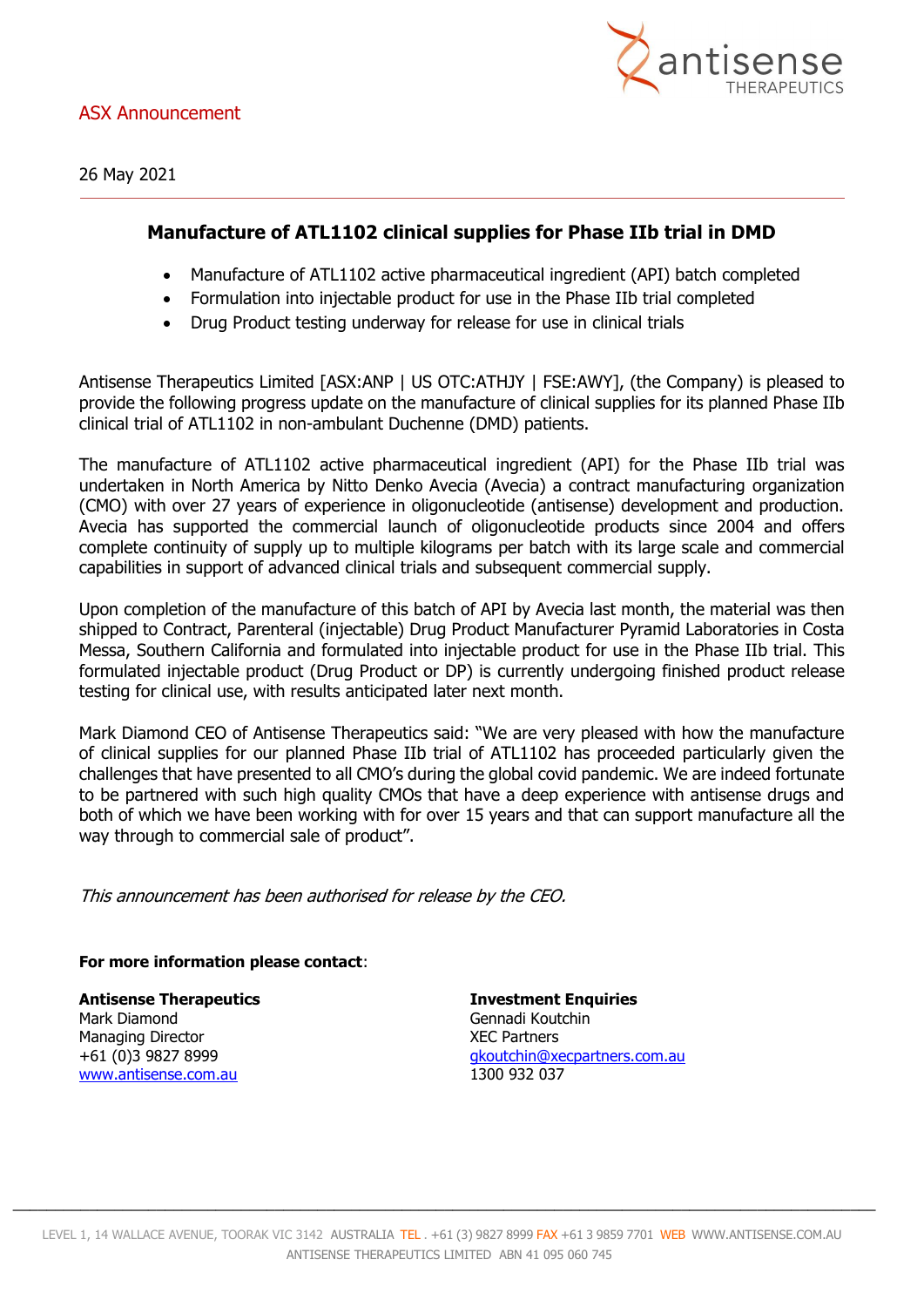ASX Announcement

26 May 2021

## Manufacture of ATL1102 clinical supplies for Phase IIb trial in DMD

- Manufacture of ATL1102 active pharmaceutical ingredient (API) batch completed
- Formulation into injectable product for use in the Phase IIb trial completed
- Drug Product testing underway for release for use in clinical trials

Antisense Therapeutics Limited [ASX:ANP | US OTC:ATHJY | FSE:AWY], (the Company) is pleased to provide the following progress update on the manufacture of clinical supplies for its planned Phase IIb clinical trial of ATL1102 in non-ambulant Duchenne (DMD) patients.

The manufacture of ATL1102 active pharmaceutical ingredient (API) for the Phase IIb trial was undertaken in North America by Nitto Denko Avecia (Avecia) a contract manufacturing organization (CMO) with over 27 years of experience in oligonucleotide (antisense) development and production. Avecia has supported the commercial launch of oligonucleotide products since 2004 and offers complete continuity of supply up to multiple kilograms per batch with its large scale and commercial capabilities in support of advanced clinical trials and subsequent commercial supply.

Upon completion of the manufacture of this batch of API by Avecia last month, the material was then shipped to Contract, Parenteral (injectable) Drug Product Manufacturer Pyramid Laboratories in Costa Messa, Southern California and formulated into injectable product for use in the Phase IIb trial. This formulated injectable product (Drug Product or DP) is currently undergoing finished product release testing for clinical use, with results anticipated later next month.

Mark Diamond CEO of Antisense Therapeutics said: "We are very pleased with how the manufacture of clinical supplies for our planned Phase IIb trial of ATL1102 has proceeded particularly given the challenges that have presented to all CMO's during the global covid pandemic. We are indeed fortunate to be partnered with such high quality CMOs that have a deep experience with antisense drugs and both of which we have been working with for over 15 years and that can support manufacture all the way through to commercial sale of product".

*This announcement has been authorised for release by the CEO.*

**For more information please contact**:

**Antisense Therapeutics**
Mark Diamond
Managing Director
+61 (0)3 9827 8999
www.antisense.com.au

**Investment Enquiries**
Gennadi Koutchin
XEC Partners
gkoutchin@xecpartners.com.au
1300 932 037

LEVEL 1, 14 WALLACE AVENUE, TOORAK VIC 3142 AUSTRALIA TEL . +61 (3) 9827 8999 FAX +61 3 9859 7701 WEB WWW.ANTISENSE.COM.AU
ANTISENSE THERAPEUTICS LIMITED ABN 41 095 060 745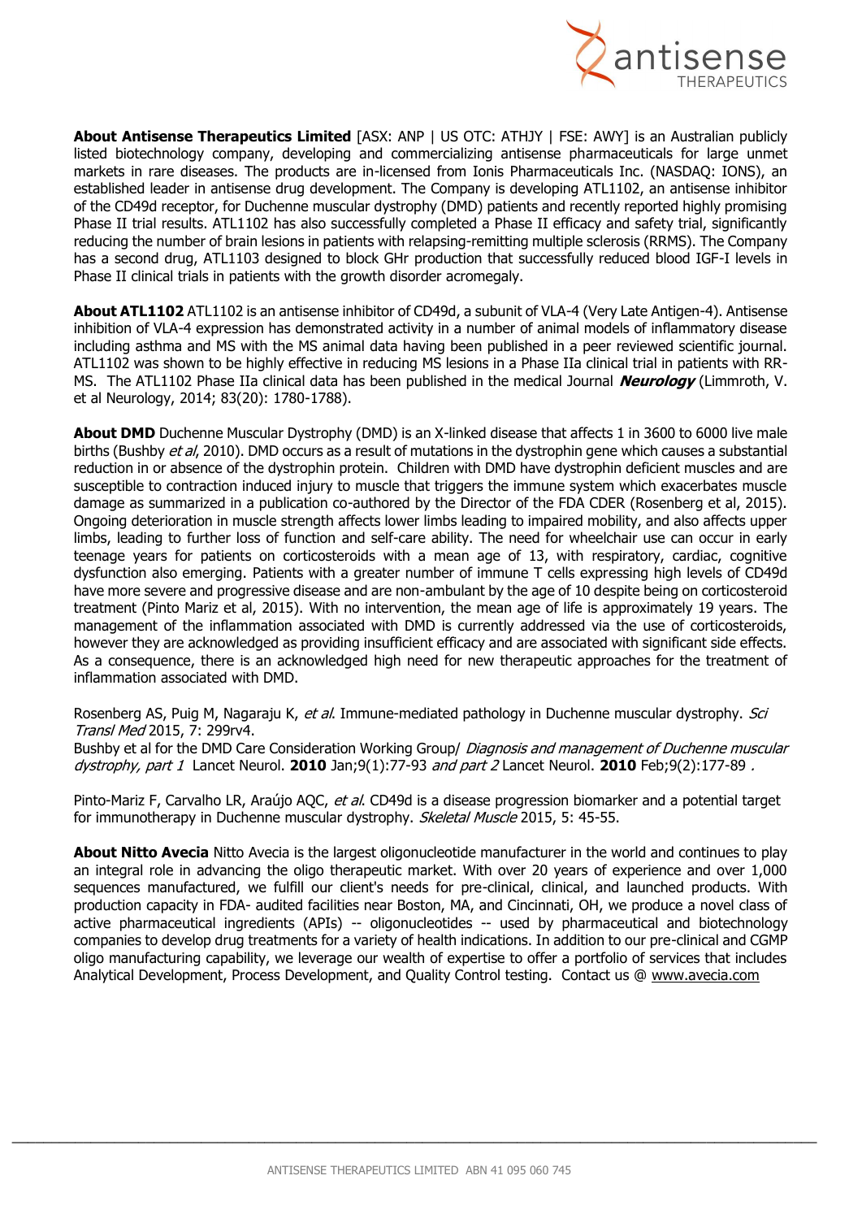**About Antisense Therapeutics Limited** [ASX: ANP | US OTC: ATHJY | FSE: AWY] is an Australian publicly listed biotechnology company, developing and commercializing antisense pharmaceuticals for large unmet markets in rare diseases. The products are in-licensed from Ionis Pharmaceuticals Inc. (NASDAQ: IONS), an established leader in antisense drug development. The Company is developing ATL1102, an antisense inhibitor of the CD49d receptor, for Duchenne muscular dystrophy (DMD) patients and recently reported highly promising Phase II trial results. ATL1102 has also successfully completed a Phase II efficacy and safety trial, significantly reducing the number of brain lesions in patients with relapsing-remitting multiple sclerosis (RRMS). The Company has a second drug, ATL1103 designed to block GHr production that successfully reduced blood IGF-I levels in Phase II clinical trials in patients with the growth disorder acromegaly.

**About ATL1102** ATL1102 is an antisense inhibitor of CD49d, a subunit of VLA-4 (Very Late Antigen-4). Antisense inhibition of VLA-4 expression has demonstrated activity in a number of animal models of inflammatory disease including asthma and MS with the MS animal data having been published in a peer reviewed scientific journal. ATL1102 was shown to be highly effective in reducing MS lesions in a Phase IIa clinical trial in patients with RR-MS. The ATL1102 Phase IIa clinical data has been published in the medical Journal ***Neurology*** (Limmroth, V. et al Neurology, 2014; 83(20): 1780-1788).

**About DMD** Duchenne Muscular Dystrophy (DMD) is an X-linked disease that affects 1 in 3600 to 6000 live male births (Bushby *et al*, 2010). DMD occurs as a result of mutations in the dystrophin gene which causes a substantial reduction in or absence of the dystrophin protein. Children with DMD have dystrophin deficient muscles and are susceptible to contraction induced injury to muscle that triggers the immune system which exacerbates muscle damage as summarized in a publication co-authored by the Director of the FDA CDER (Rosenberg et al, 2015). Ongoing deterioration in muscle strength affects lower limbs leading to impaired mobility, and also affects upper limbs, leading to further loss of function and self-care ability. The need for wheelchair use can occur in early teenage years for patients on corticosteroids with a mean age of 13, with respiratory, cardiac, cognitive dysfunction also emerging. Patients with a greater number of immune T cells expressing high levels of CD49d have more severe and progressive disease and are non-ambulant by the age of 10 despite being on corticosteroid treatment (Pinto Mariz et al, 2015). With no intervention, the mean age of life is approximately 19 years. The management of the inflammation associated with DMD is currently addressed via the use of corticosteroids, however they are acknowledged as providing insufficient efficacy and are associated with significant side effects. As a consequence, there is an acknowledged high need for new therapeutic approaches for the treatment of inflammation associated with DMD.

Rosenberg AS, Puig M, Nagaraju K, *et al*. Immune-mediated pathology in Duchenne muscular dystrophy. *Sci Transl Med* 2015, 7: 299rv4.
Bushby et al for the DMD Care Consideration Working Group/ *Diagnosis and management of Duchenne muscular dystrophy, part 1* Lancet Neurol. **2010** Jan;9(1):77-93 *and part 2* Lancet Neurol. **2010** Feb;9(2):177-89 .

Pinto-Mariz F, Carvalho LR, Araújo AQC, *et al*. CD49d is a disease progression biomarker and a potential target for immunotherapy in Duchenne muscular dystrophy. *Skeletal Muscle* 2015, 5: 45-55.

**About Nitto Avecia** Nitto Avecia is the largest oligonucleotide manufacturer in the world and continues to play an integral role in advancing the oligo therapeutic market. With over 20 years of experience and over 1,000 sequences manufactured, we fulfill our client's needs for pre-clinical, clinical, and launched products. With production capacity in FDA- audited facilities near Boston, MA, and Cincinnati, OH, we produce a novel class of active pharmaceutical ingredients (APIs) -- oligonucleotides -- used by pharmaceutical and biotechnology companies to develop drug treatments for a variety of health indications. In addition to our pre-clinical and CGMP oligo manufacturing capability, we leverage our wealth of expertise to offer a portfolio of services that includes Analytical Development, Process Development, and Quality Control testing. Contact us @ www.avecia.com